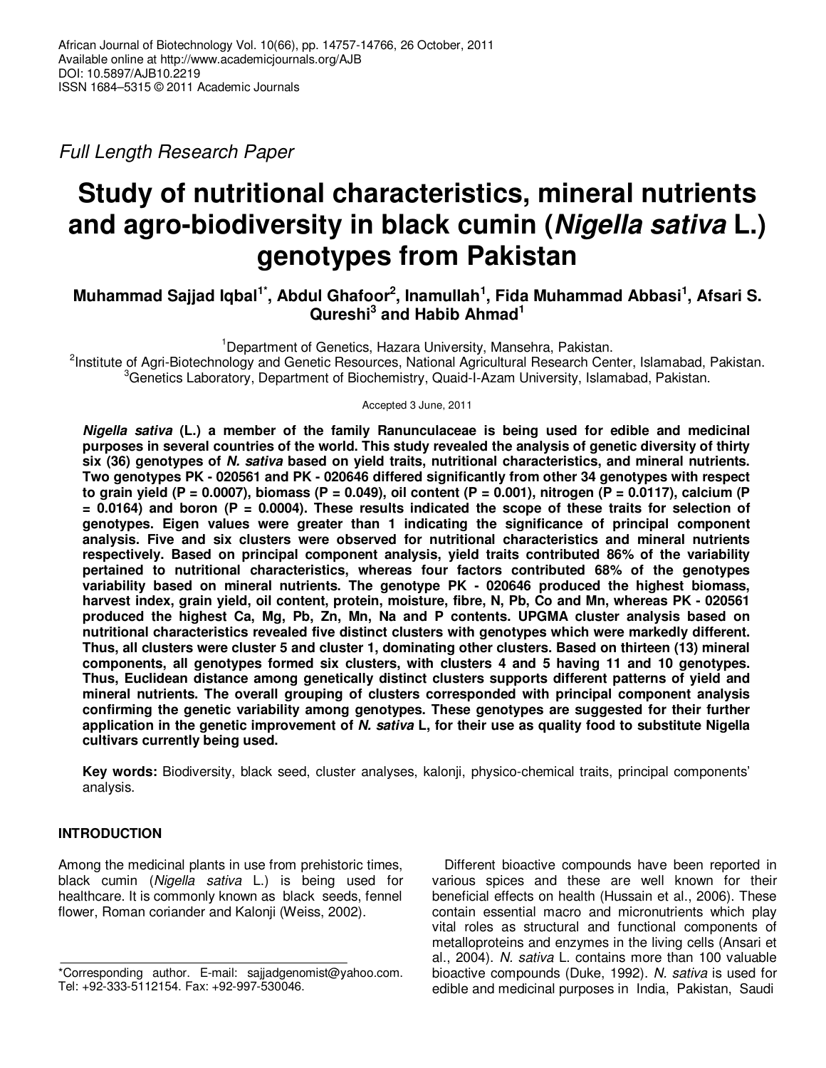Full Length Research Paper

# Study of nutritional characteristics, mineral nutrients and agro-biodiversity in black cumin (*Nigella sativa* L.) genotypes from Pakistan

**Muhammad Sajjad Iqbal[1*], Abdul Ghafoor[2], Inamullah[1], Fida Muhammad Abbasi[1], Afsari S. Qureshi[3] and Habib Ahmad[1]**

[1]Department of Genetics, Hazara University, Mansehra, Pakistan.
[2]Institute of Agri-Biotechnology and Genetic Resources, National Agricultural Research Center, Islamabad, Pakistan.
[3]Genetics Laboratory, Department of Biochemistry, Quaid-I-Azam University, Islamabad, Pakistan.

Accepted 3 June, 2011

***Nigella sativa* (L.) a member of the family Ranunculaceae is being used for edible and medicinal purposes in several countries of the world. This study revealed the analysis of genetic diversity of thirty six (36) genotypes of *N. sativa* based on yield traits, nutritional characteristics, and mineral nutrients. Two genotypes PK - 020561 and PK - 020646 differed significantly from other 34 genotypes with respect to grain yield (P = 0.0007), biomass (P = 0.049), oil content (P = 0.001), nitrogen (P = 0.0117), calcium (P = 0.0164) and boron (P = 0.0004). These results indicated the scope of these traits for selection of genotypes. Eigen values were greater than 1 indicating the significance of principal component analysis. Five and six clusters were observed for nutritional characteristics and mineral nutrients respectively. Based on principal component analysis, yield traits contributed 86% of the variability pertained to nutritional characteristics, whereas four factors contributed 68% of the genotypes variability based on mineral nutrients. The genotype PK - 020646 produced the highest biomass, harvest index, grain yield, oil content, protein, moisture, fibre, N, Pb, Co and Mn, whereas PK - 020561 produced the highest Ca, Mg, Pb, Zn, Mn, Na and P contents. UPGMA cluster analysis based on nutritional characteristics revealed five distinct clusters with genotypes which were markedly different. Thus, all clusters were cluster 5 and cluster 1, dominating other clusters. Based on thirteen (13) mineral components, all genotypes formed six clusters, with clusters 4 and 5 having 11 and 10 genotypes. Thus, Euclidean distance among genetically distinct clusters supports different patterns of yield and mineral nutrients. The overall grouping of clusters corresponded with principal component analysis confirming the genetic variability among genotypes. These genotypes are suggested for their further application in the genetic improvement of *N. sativa* L, for their use as quality food to substitute Nigella cultivars currently being used.**

**Key words:** Biodiversity, black seed, cluster analyses, kalonji, physico-chemical traits, principal components' analysis.

## INTRODUCTION

Among the medicinal plants in use from prehistoric times, black cumin (*Nigella sativa* L.) is being used for healthcare. It is commonly known as black seeds, fennel flower, Roman coriander and Kalonji (Weiss, 2002).

Different bioactive compounds have been reported in various spices and these are well known for their beneficial effects on health (Hussain et al., 2006). These contain essential macro and micronutrients which play vital roles as structural and functional components of metalloproteins and enzymes in the living cells (Ansari et al., 2004). *N. sativa* L. contains more than 100 valuable bioactive compounds (Duke, 1992). *N. sativa* is used for edible and medicinal purposes in India, Pakistan, Saudi

*Corresponding author. E-mail: sajjadgenomist@yahoo.com. Tel: +92-333-5112154. Fax: +92-997-530046.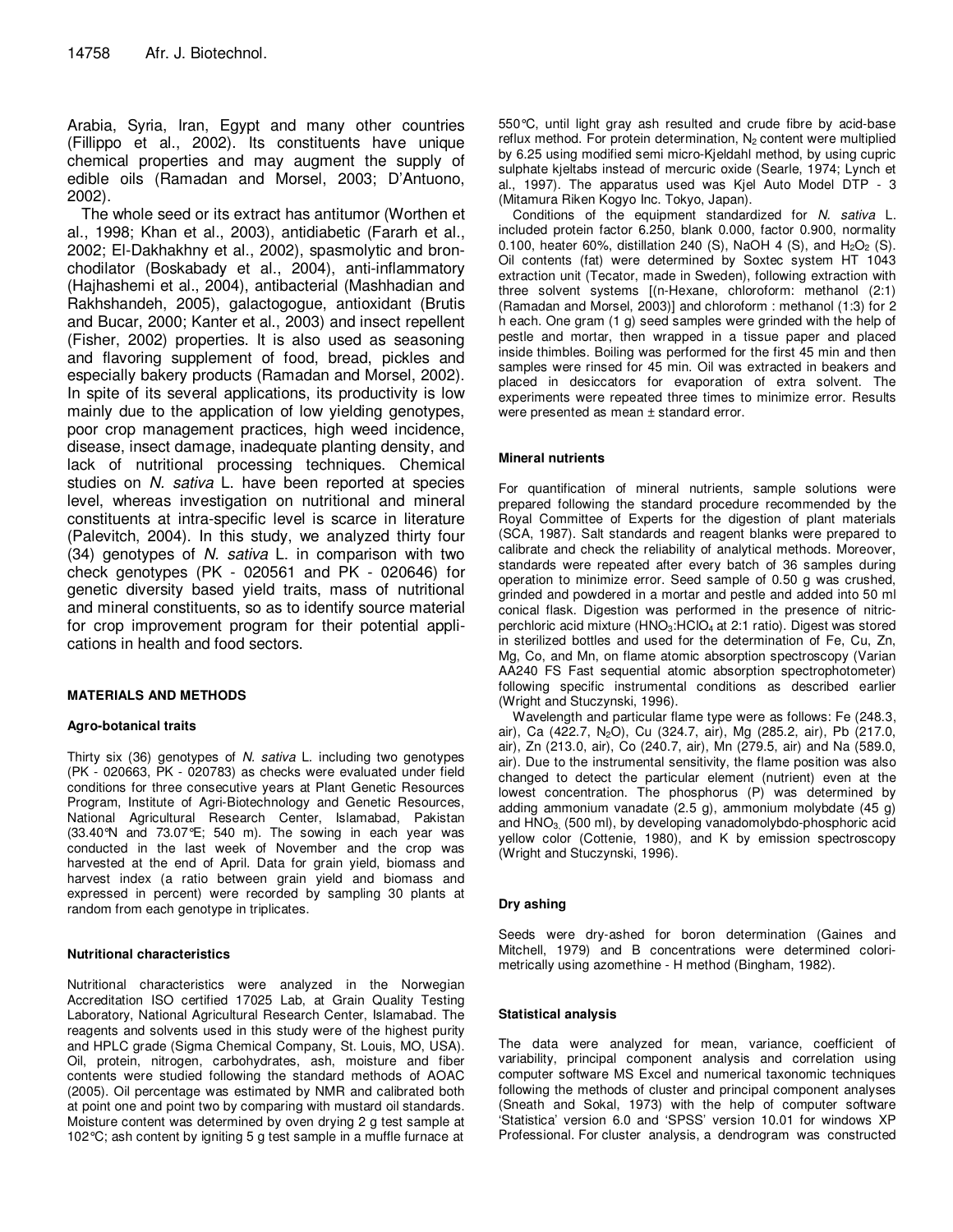Arabia, Syria, Iran, Egypt and many other countries (Fillippo et al., 2002). Its constituents have unique chemical properties and may augment the supply of edible oils (Ramadan and Morsel, 2003; D'Antuono, 2002).

The whole seed or its extract has antitumor (Worthen et al., 1998; Khan et al., 2003), antidiabetic (Fararh et al., 2002; El-Dakhakhny et al., 2002), spasmolytic and bronchodilator (Boskabady et al., 2004), anti-inflammatory (Hajhashemi et al., 2004), antibacterial (Mashhadian and Rakhshandeh, 2005), galactogogue, antioxidant (Brutis and Bucar, 2000; Kanter et al., 2003) and insect repellent (Fisher, 2002) properties. It is also used as seasoning and flavoring supplement of food, bread, pickles and especially bakery products (Ramadan and Morsel, 2002). In spite of its several applications, its productivity is low mainly due to the application of low yielding genotypes, poor crop management practices, high weed incidence, disease, insect damage, inadequate planting density, and lack of nutritional processing techniques. Chemical studies on *N. sativa* L. have been reported at species level, whereas investigation on nutritional and mineral constituents at intra-specific level is scarce in literature (Palevitch, 2004). In this study, we analyzed thirty four (34) genotypes of *N. sativa* L. in comparison with two check genotypes (PK - 020561 and PK - 020646) for genetic diversity based yield traits, mass of nutritional and mineral constituents, so as to identify source material for crop improvement program for their potential applications in health and food sectors.

## MATERIALS AND METHODS

### Agro-botanical traits

Thirty six (36) genotypes of *N. sativa* L. including two genotypes (PK - 020663, PK - 020783) as checks were evaluated under field conditions for three consecutive years at Plant Genetic Resources Program, Institute of Agri-Biotechnology and Genetic Resources, National Agricultural Research Center, Islamabad, Pakistan (33.40°N and 73.07°E; 540 m). The sowing in each year was conducted in the last week of November and the crop was harvested at the end of April. Data for grain yield, biomass and harvest index (a ratio between grain yield and biomass and expressed in percent) were recorded by sampling 30 plants at random from each genotype in triplicates.

### Nutritional characteristics

Nutritional characteristics were analyzed in the Norwegian Accreditation ISO certified 17025 Lab, at Grain Quality Testing Laboratory, National Agricultural Research Center, Islamabad. The reagents and solvents used in this study were of the highest purity and HPLC grade (Sigma Chemical Company, St. Louis, MO, USA). Oil, protein, nitrogen, carbohydrates, ash, moisture and fiber contents were studied following the standard methods of AOAC (2005). Oil percentage was estimated by NMR and calibrated both at point one and point two by comparing with mustard oil standards. Moisture content was determined by oven drying 2 g test sample at 102°C; ash content by igniting 5 g test sample in a muffle furnace at 550°C, until light gray ash resulted and crude fibre by acid-base reflux method. For protein determination, $N_2$ content were multiplied by 6.25 using modified semi micro-Kjeldahl method, by using cupric sulphate kjeltabs instead of mercuric oxide (Searle, 1974; Lynch et al., 1997). The apparatus used was Kjel Auto Model DTP - 3 (Mitamura Riken Kogyo Inc. Tokyo, Japan).

Conditions of the equipment standardized for *N. sativa* L. included protein factor 6.250, blank 0.000, factor 0.900, normality 0.100, heater 60%, distillation 240 (S), NaOH 4 (S), and $H_2O_2$ (S). Oil contents (fat) were determined by Soxtec system HT 1043 extraction unit (Tecator, made in Sweden), following extraction with three solvent systems [(n-Hexane, chloroform: methanol (2:1) (Ramadan and Morsel, 2003)] and chloroform : methanol (1:3) for 2 h each. One gram (1 g) seed samples were grinded with the help of pestle and mortar, then wrapped in a tissue paper and placed inside thimbles. Boiling was performed for the first 45 min and then samples were rinsed for 45 min. Oil was extracted in beakers and placed in desiccators for evaporation of extra solvent. The experiments were repeated three times to minimize error. Results were presented as mean ± standard error.

### Mineral nutrients

For quantification of mineral nutrients, sample solutions were prepared following the standard procedure recommended by the Royal Committee of Experts for the digestion of plant materials (SCA, 1987). Salt standards and reagent blanks were prepared to calibrate and check the reliability of analytical methods. Moreover, standards were repeated after every batch of 36 samples during operation to minimize error. Seed sample of 0.50 g was crushed, grinded and powdered in a mortar and pestle and added into 50 ml conical flask. Digestion was performed in the presence of nitric-perchloric acid mixture ($HNO_3$:$HClO_4$ at 2:1 ratio). Digest was stored in sterilized bottles and used for the determination of Fe, Cu, Zn, Mg, Co, and Mn, on flame atomic absorption spectroscopy (Varian AA240 FS Fast sequential atomic absorption spectrophotometer) following specific instrumental conditions as described earlier (Wright and Stuczynski, 1996).

Wavelength and particular flame type were as follows: Fe (248.3, air), Ca (422.7, $N_2O$), Cu (324.7, air), Mg (285.2, air), Pb (217.0, air), Zn (213.0, air), Co (240.7, air), Mn (279.5, air) and Na (589.0, air). Due to the instrumental sensitivity, the flame position was also changed to detect the particular element (nutrient) even at the lowest concentration. The phosphorus (P) was determined by adding ammonium vanadate (2.5 g), ammonium molybdate (45 g) and $HNO_3$ (500 ml), by developing vanadomolybdo-phosphoric acid yellow color (Cottenie, 1980), and K by emission spectroscopy (Wright and Stuczynski, 1996).

### Dry ashing

Seeds were dry-ashed for boron determination (Gaines and Mitchell, 1979) and B concentrations were determined colorimetrically using azomethine - H method (Bingham, 1982).

### Statistical analysis

The data were analyzed for mean, variance, coefficient of variability, principal component analysis and correlation using computer software MS Excel and numerical taxonomic techniques following the methods of cluster and principal component analyses (Sneath and Sokal, 1973) with the help of computer software 'Statistica' version 6.0 and 'SPSS' version 10.01 for windows XP Professional. For cluster analysis, a dendrogram was constructed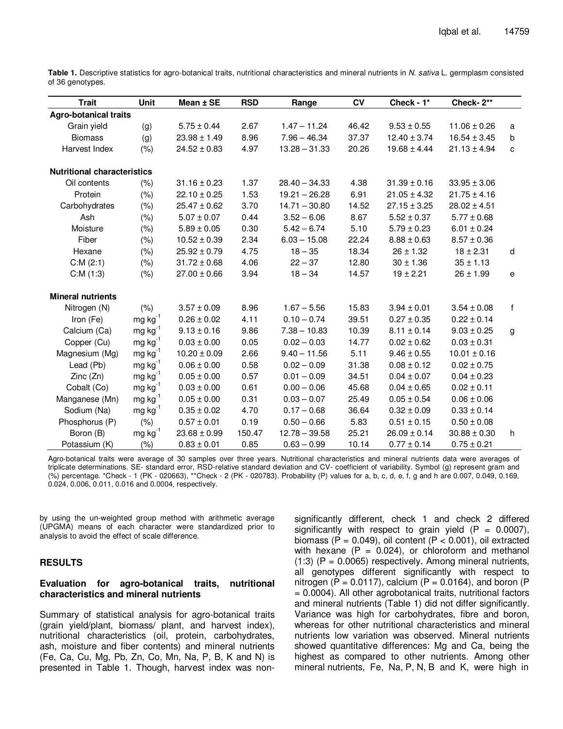**Table 1.** Descriptive statistics for agro-botanical traits, nutritional characteristics and mineral nutrients in *N. sativa* L. germplasm consisted of 36 genotypes.

| Trait | Unit | Mean ± SE | RSD | Range | CV | Check - 1* | Check- 2** | |
|---|---|---|---|---|---|---|---|---|
| **Agro-botanical traits** | | | | | | | | |
| Grain yield | (g) | 5.75 ± 0.44 | 2.67 | 1.47 – 11.24 | 46.42 | 9.53 ± 0.55 | 11.06 ± 0.26 | a |
| Biomass | (g) | 23.98 ± 1.49 | 8.96 | 7.96 – 46.34 | 37.37 | 12.40 ± 3.74 | 16.54 ± 3.45 | b |
| Harvest Index | (%) | 24.52 ± 0.83 | 4.97 | 13.28 – 31.33 | 20.26 | 19.68 ± 4.44 | 21.13 ± 4.94 | c |
| **Nutritional characteristics** | | | | | | | | |
| Oil contents | (%) | 31.16 ± 0.23 | 1.37 | 28.40 – 34.33 | 4.38 | 31.39 ± 0.16 | 33.95 ± 3.06 | |
| Protein | (%) | 22.10 ± 0.25 | 1.53 | 19.21 – 26.28 | 6.91 | 21.05 ± 4.32 | 21.75 ± 4.16 | |
| Carbohydrates | (%) | 25.47 ± 0.62 | 3.70 | 14.71 – 30.80 | 14.52 | 27.15 ± 3.25 | 28.02 ± 4.51 | |
| Ash | (%) | 5.07 ± 0.07 | 0.44 | 3.52 – 6.06 | 8.67 | 5.52 ± 0.37 | 5.77 ± 0.68 | |
| Moisture | (%) | 5.89 ± 0.05 | 0.30 | 5.42 – 6.74 | 5.10 | 5.79 ± 0.23 | 6.01 ± 0.24 | |
| Fiber | (%) | 10.52 ± 0.39 | 2.34 | 6.03 – 15.08 | 22.24 | 8.88 ± 0.63 | 8.57 ± 0.36 | |
| Hexane | (%) | 25.92 ± 0.79 | 4.75 | 18 – 35 | 18.34 | 26 ± 1.32 | 18 ± 2.31 | d |
| C:M (2:1) | (%) | 31.72 ± 0.68 | 4.06 | 22 – 37 | 12.80 | 30 ± 1.36 | 35 ± 1.13 | |
| C:M (1:3) | (%) | 27.00 ± 0.66 | 3.94 | 18 – 34 | 14.57 | 19 ± 2.21 | 26 ± 1.99 | e |
| **Mineral nutrients** | | | | | | | | |
| Nitrogen (N) | (%) | 3.57 ± 0.09 | 8.96 | 1.67 – 5.56 | 15.83 | 3.94 ± 0.01 | 3.54 ± 0.08 | f |
| Iron (Fe) | mg $kg^{-1}$ | 0.26 ± 0.02 | 4.11 | 0.10 – 0.74 | 39.51 | 0.27 ± 0.35 | 0.22 ± 0.14 | |
| Calcium (Ca) | mg $kg^{-1}$ | 9.13 ± 0.16 | 9.86 | 7.38 – 10.83 | 10.39 | 8.11 ± 0.14 | 9.03 ± 0.25 | g |
| Copper (Cu) | mg $kg^{-1}$ | 0.03 ± 0.00 | 0.05 | 0.02 – 0.03 | 14.77 | 0.02 ± 0.62 | 0.03 ± 0.31 | |
| Magnesium (Mg) | mg $kg^{-1}$ | 10.20 ± 0.09 | 2.66 | 9.40 – 11.56 | 5.11 | 9.46 ± 0.55 | 10.01 ± 0.16 | |
| Lead (Pb) | mg $kg^{-1}$ | 0.06 ± 0.00 | 0.58 | 0.02 – 0.09 | 31.38 | 0.08 ± 0.12 | 0.02 ± 0.75 | |
| Zinc (Zn) | mg $kg^{-1}$ | 0.05 ± 0.00 | 0.57 | 0.01 – 0.09 | 34.51 | 0.04 ± 0.07 | 0.04 ± 0.23 | |
| Cobalt (Co) | mg $kg^{-1}$ | 0.03 ± 0.00 | 0.61 | 0.00 – 0.06 | 45.68 | 0.04 ± 0.65 | 0.02 ± 0.11 | |
| Manganese (Mn) | mg $kg^{-1}$ | 0.05 ± 0.00 | 0.31 | 0.03 – 0.07 | 25.49 | 0.05 ± 0.54 | 0.06 ± 0.06 | |
| Sodium (Na) | mg $kg^{-1}$ | 0.35 ± 0.02 | 4.70 | 0.17 – 0.68 | 36.64 | 0.32 ± 0.09 | 0.33 ± 0.14 | |
| Phosphorus (P) | (%) | 0.57 ± 0.01 | 0.19 | 0.50 – 0.66 | 5.83 | 0.51 ± 0.15 | 0.50 ± 0.08 | |
| Boron (B) | mg $kg^{-1}$ | 23.68 ± 0.99 | 150.47 | 12.78 – 39.58 | 25.21 | 26.09 ± 0.14 | 30.88 ± 0.30 | h |
| Potassium (K) | (%) | 0.83 ± 0.01 | 0.85 | 0.63 – 0.99 | 10.14 | 0.77 ± 0.14 | 0.75 ± 0.21 | |

Agro-botanical traits were average of 30 samples over three years. Nutritional characteristics and mineral nutrients data were averages of triplicate determinations. SE- standard error, RSD-relative standard deviation and CV- coefficient of variability. Symbol (g) represent gram and (%) percentage. *Check - 1 (PK - 020663), **Check - 2 (PK - 020783). Probability (P) values for a, b, c, d, e, f, g and h are 0.007, 0.049, 0.169, 0.024, 0.006, 0.011, 0.016 and 0.0004, respectively.

by using the un-weighted group method with arithmetic average (UPGMA) means of each character were standardized prior to analysis to avoid the effect of scale difference.

## RESULTS

### Evaluation for agro-botanical traits, nutritional characteristics and mineral nutrients

Summary of statistical analysis for agro-botanical traits (grain yield/plant, biomass/ plant, and harvest index), nutritional characteristics (oil, protein, carbohydrates, ash, moisture and fiber contents) and mineral nutrients (Fe, Ca, Cu, Mg, Pb, Zn, Co, Mn, Na, P, B, K and N) is presented in Table 1. Though, harvest index was non-significantly different, check 1 and check 2 differed significantly with respect to grain yield ($P = 0.0007$), biomass ($P = 0.049$), oil content ($P < 0.001$), oil extracted with hexane ($P = 0.024$), or chloroform and methanol (1:3) ($P = 0.0065$) respectively. Among mineral nutrients, all genotypes different significantly with respect to nitrogen ($P = 0.0117$), calcium ($P = 0.0164$), and boron ($P = 0.0004$). All other agrobotanical traits, nutritional factors and mineral nutrients (Table 1) did not differ significantly. Variance was high for carbohydrates, fibre and boron, whereas for other nutritional characteristics and mineral nutrients low variation was observed. Mineral nutrients showed quantitative differences: Mg and Ca, being the highest as compared to other nutrients. Among other mineral nutrients, Fe, Na, P, N, B and K, were high in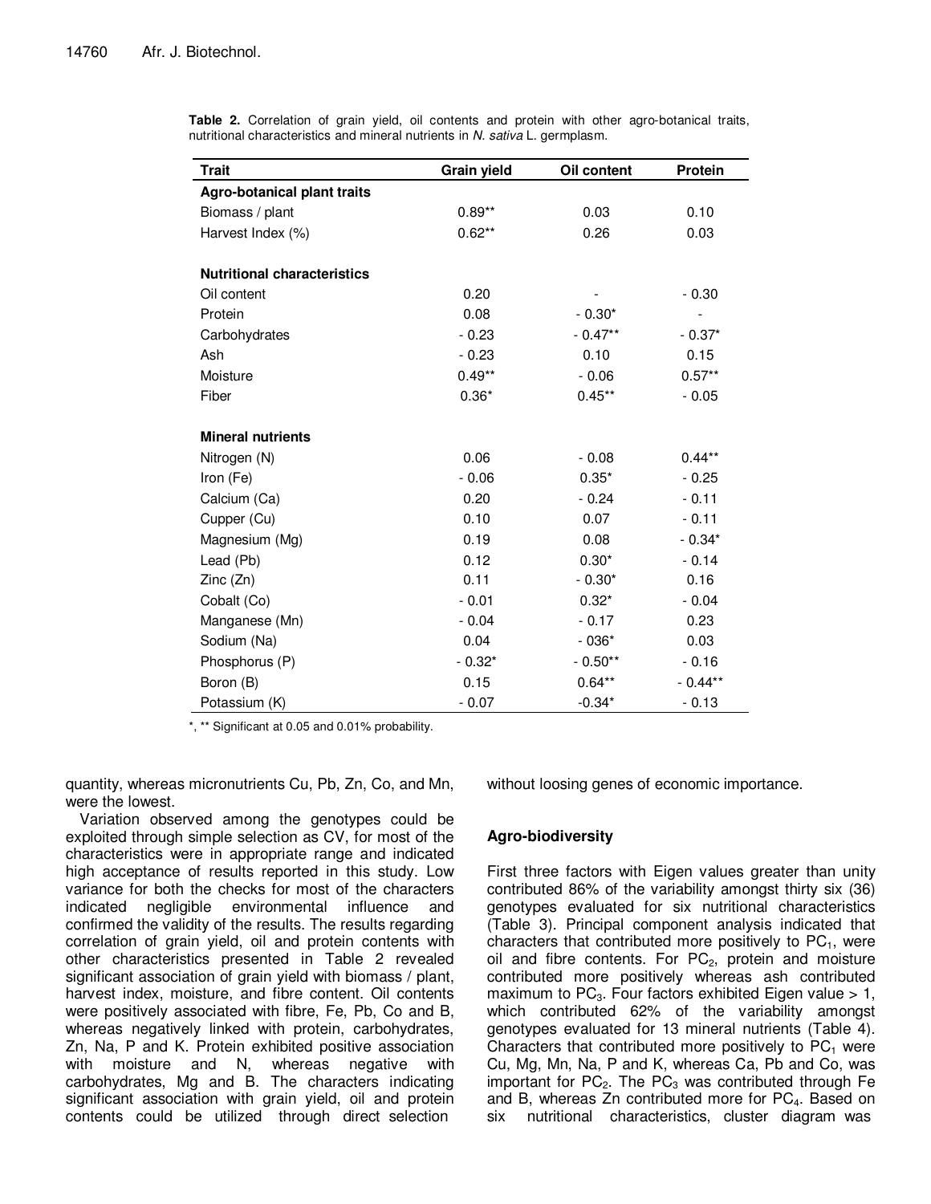**Table 2.** Correlation of grain yield, oil contents and protein with other agro-botanical traits, nutritional characteristics and mineral nutrients in *N. sativa* L. germplasm.

| Trait | Grain yield | Oil content | Protein |
|---|---|---|---|
| **Agro-botanical plant traits** | | | |
| Biomass / plant | 0.89** | 0.03 | 0.10 |
| Harvest Index (%) | 0.62** | 0.26 | 0.03 |
| **Nutritional characteristics** | | | |
| Oil content | 0.20 | - | - 0.30 |
| Protein | 0.08 | - 0.30* | - |
| Carbohydrates | - 0.23 | - 0.47** | - 0.37* |
| Ash | - 0.23 | 0.10 | 0.15 |
| Moisture | 0.49** | - 0.06 | 0.57** |
| Fiber | 0.36* | 0.45** | - 0.05 |
| **Mineral nutrients** | | | |
| Nitrogen (N) | 0.06 | - 0.08 | 0.44** |
| Iron (Fe) | - 0.06 | 0.35* | - 0.25 |
| Calcium (Ca) | 0.20 | - 0.24 | - 0.11 |
| Cupper (Cu) | 0.10 | 0.07 | - 0.11 |
| Magnesium (Mg) | 0.19 | 0.08 | - 0.34* |
| Lead (Pb) | 0.12 | 0.30* | - 0.14 |
| Zinc (Zn) | 0.11 | - 0.30* | 0.16 |
| Cobalt (Co) | - 0.01 | 0.32* | - 0.04 |
| Manganese (Mn) | - 0.04 | - 0.17 | 0.23 |
| Sodium (Na) | 0.04 | - 036* | 0.03 |
| Phosphorus (P) | - 0.32* | - 0.50** | - 0.16 |
| Boron (B) | 0.15 | 0.64** | - 0.44** |
| Potassium (K) | - 0.07 | -0.34* | - 0.13 |

*, ** Significant at 0.05 and 0.01% probability.

quantity, whereas micronutrients Cu, Pb, Zn, Co, and Mn, were the lowest.

Variation observed among the genotypes could be exploited through simple selection as CV, for most of the characteristics were in appropriate range and indicated high acceptance of results reported in this study. Low variance for both the checks for most of the characters indicated negligible environmental influence and confirmed the validity of the results. The results regarding correlation of grain yield, oil and protein contents with other characteristics presented in Table 2 revealed significant association of grain yield with biomass / plant, harvest index, moisture, and fibre content. Oil contents were positively associated with fibre, Fe, Pb, Co and B, whereas negatively linked with protein, carbohydrates, Zn, Na, P and K. Protein exhibited positive association with moisture and N, whereas negative with carbohydrates, Mg and B. The characters indicating significant association with grain yield, oil and protein contents could be utilized through direct selection without loosing genes of economic importance.

## Agro-biodiversity

First three factors with Eigen values greater than unity contributed 86% of the variability amongst thirty six (36) genotypes evaluated for six nutritional characteristics (Table 3). Principal component analysis indicated that characters that contributed more positively to $PC_1$, were oil and fibre contents. For $PC_2$, protein and moisture contributed more positively whereas ash contributed maximum to $PC_3$. Four factors exhibited Eigen value > 1, which contributed 62% of the variability amongst genotypes evaluated for 13 mineral nutrients (Table 4). Characters that contributed more positively to $PC_1$ were Cu, Mg, Mn, Na, P and K, whereas Ca, Pb and Co, was important for $PC_2$. The $PC_3$ was contributed through Fe and B, whereas Zn contributed more for $PC_4$. Based on six nutritional characteristics, cluster diagram was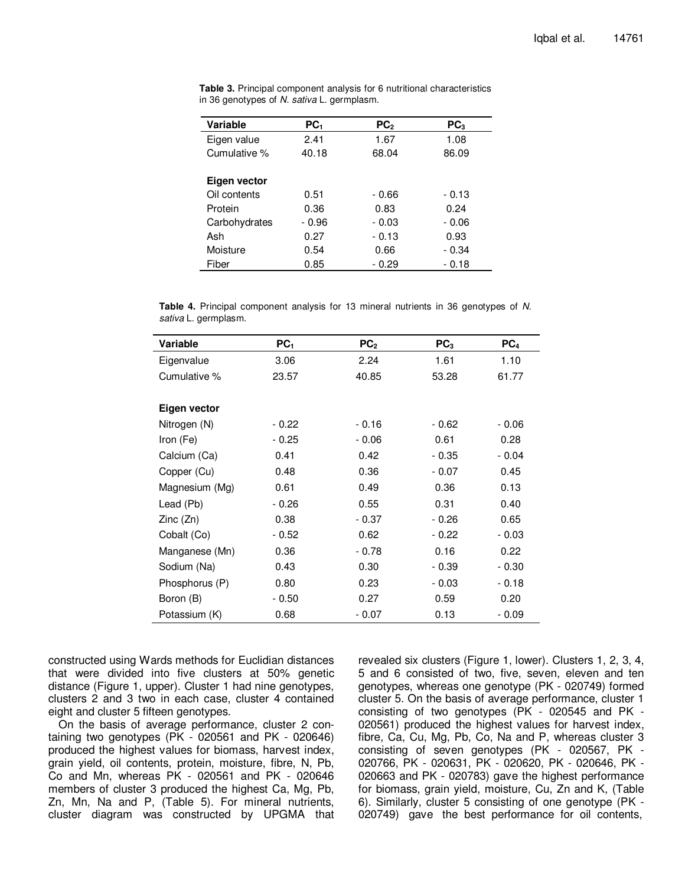**Table 3.** Principal component analysis for 6 nutritional characteristics in 36 genotypes of *N. sativa* L. germplasm.

| Variable | $PC_1$ | $PC_2$ | $PC_3$ |
|---|---|---|---|
| Eigen value | 2.41 | 1.67 | 1.08 |
| Cumulative % | 40.18 | 68.04 | 86.09 |
| | | | |
| **Eigen vector** | | | |
| Oil contents | 0.51 | - 0.66 | - 0.13 |
| Protein | 0.36 | 0.83 | 0.24 |
| Carbohydrates | - 0.96 | - 0.03 | - 0.06 |
| Ash | 0.27 | - 0.13 | 0.93 |
| Moisture | 0.54 | 0.66 | - 0.34 |
| Fiber | 0.85 | - 0.29 | - 0.18 |

**Table 4.** Principal component analysis for 13 mineral nutrients in 36 genotypes of *N. sativa* L. germplasm.

| Variable | $PC_1$ | $PC_2$ | $PC_3$ | $PC_4$ |
|---|---|---|---|---|
| Eigenvalue | 3.06 | 2.24 | 1.61 | 1.10 |
| Cumulative % | 23.57 | 40.85 | 53.28 | 61.77 |
| | | | | |
| **Eigen vector** | | | | |
| Nitrogen (N) | - 0.22 | - 0.16 | - 0.62 | - 0.06 |
| Iron (Fe) | - 0.25 | - 0.06 | 0.61 | 0.28 |
| Calcium (Ca) | 0.41 | 0.42 | - 0.35 | - 0.04 |
| Copper (Cu) | 0.48 | 0.36 | - 0.07 | 0.45 |
| Magnesium (Mg) | 0.61 | 0.49 | 0.36 | 0.13 |
| Lead (Pb) | - 0.26 | 0.55 | 0.31 | 0.40 |
| Zinc (Zn) | 0.38 | - 0.37 | - 0.26 | 0.65 |
| Cobalt (Co) | - 0.52 | 0.62 | - 0.22 | - 0.03 |
| Manganese (Mn) | 0.36 | - 0.78 | 0.16 | 0.22 |
| Sodium (Na) | 0.43 | 0.30 | - 0.39 | - 0.30 |
| Phosphorus (P) | 0.80 | 0.23 | - 0.03 | - 0.18 |
| Boron (B) | - 0.50 | 0.27 | 0.59 | 0.20 |
| Potassium (K) | 0.68 | - 0.07 | 0.13 | - 0.09 |

constructed using Wards methods for Euclidian distances that were divided into five clusters at 50% genetic distance (Figure 1, upper). Cluster 1 had nine genotypes, clusters 2 and 3 two in each case, cluster 4 contained eight and cluster 5 fifteen genotypes.

On the basis of average performance, cluster 2 containing two genotypes (PK - 020561 and PK - 020646) produced the highest values for biomass, harvest index, grain yield, oil contents, protein, moisture, fibre, N, Pb, Co and Mn, whereas PK - 020561 and PK - 020646 members of cluster 3 produced the highest Ca, Mg, Pb, Zn, Mn, Na and P, (Table 5). For mineral nutrients, cluster diagram was constructed by UPGMA that revealed six clusters (Figure 1, lower). Clusters 1, 2, 3, 4, 5 and 6 consisted of two, five, seven, eleven and ten genotypes, whereas one genotype (PK - 020749) formed cluster 5. On the basis of average performance, cluster 1 consisting of two genotypes (PK - 020545 and PK - 020561) produced the highest values for harvest index, fibre, Ca, Cu, Mg, Pb, Co, Na and P, whereas cluster 3 consisting of seven genotypes (PK - 020567, PK - 020766, PK - 020631, PK - 020620, PK - 020646, PK - 020663 and PK - 020783) gave the highest performance for biomass, grain yield, moisture, Cu, Zn and K, (Table 6). Similarly, cluster 5 consisting of one genotype (PK - 020749) gave the best performance for oil contents,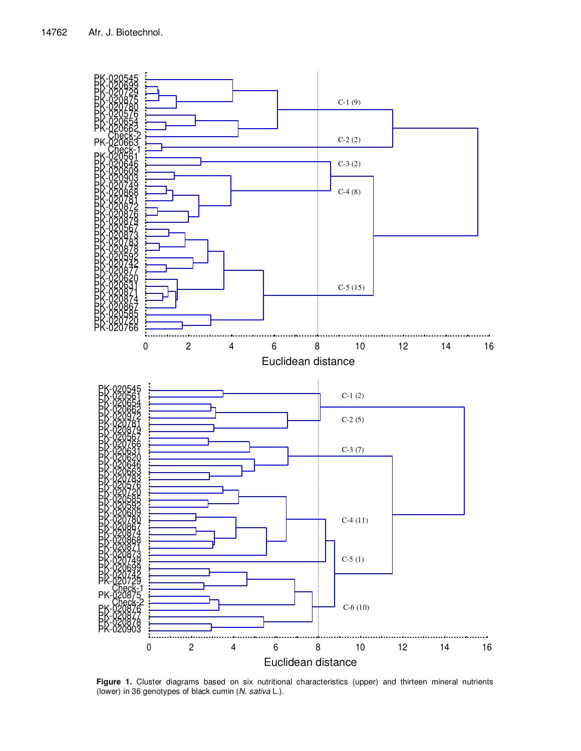**Figure 1.** Cluster diagrams based on six nutritional characteristics (upper) and thirteen mineral nutrients (lower) in 36 genotypes of black cumin (*N. sativa* L.).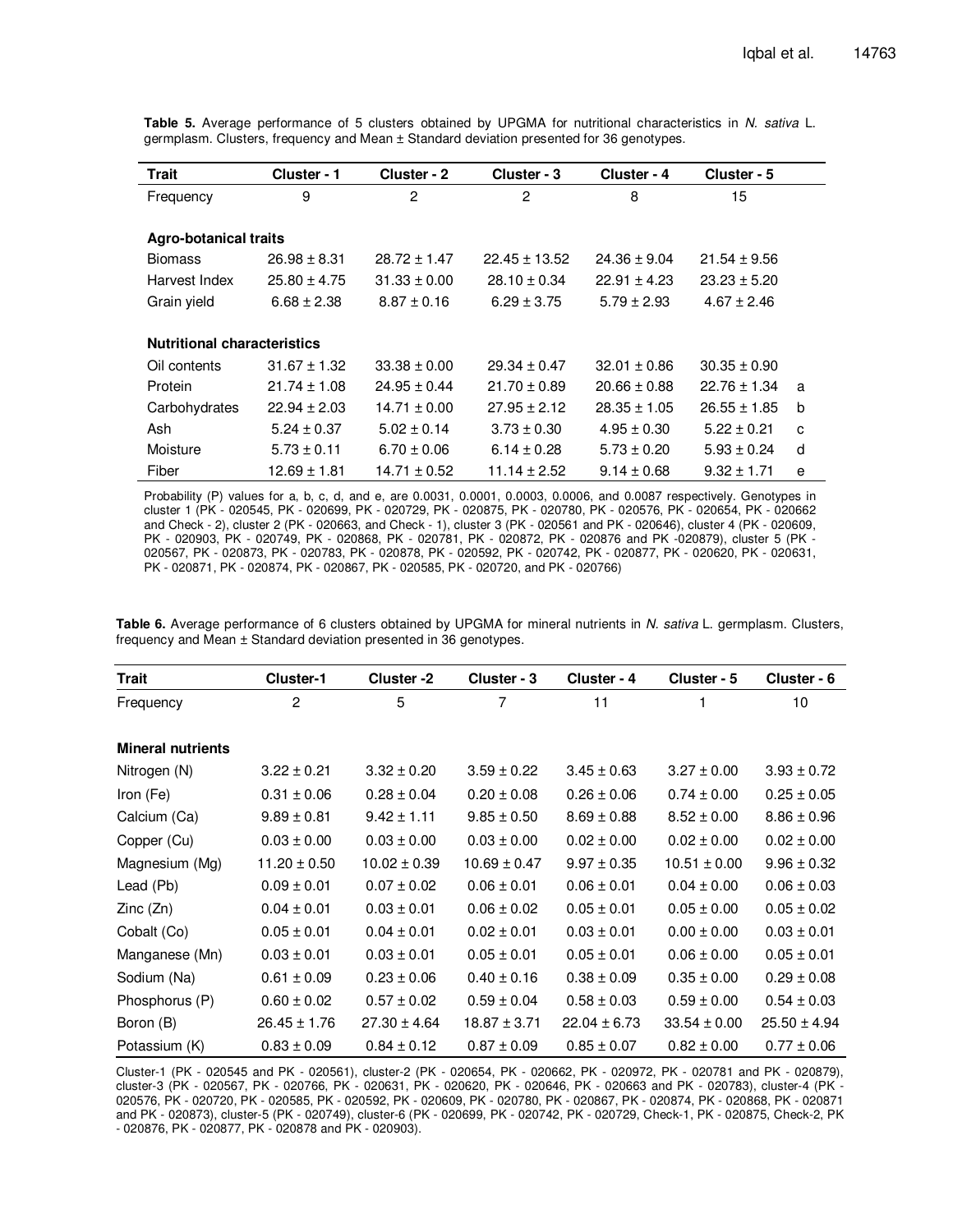**Table 5.** Average performance of 5 clusters obtained by UPGMA for nutritional characteristics in *N. sativa* L. germplasm. Clusters, frequency and Mean ± Standard deviation presented for 36 genotypes.

| Trait | Cluster - 1 | Cluster - 2 | Cluster - 3 | Cluster - 4 | Cluster - 5 | |
|---|---|---|---|---|---|---|
| Frequency | 9 | 2 | 2 | 8 | 15 | |
| **Agro-botanical traits** | | | | | | |
| Biomass | 26.98 ± 8.31 | 28.72 ± 1.47 | 22.45 ± 13.52 | 24.36 ± 9.04 | 21.54 ± 9.56 | |
| Harvest Index | 25.80 ± 4.75 | 31.33 ± 0.00 | 28.10 ± 0.34 | 22.91 ± 4.23 | 23.23 ± 5.20 | |
| Grain yield | 6.68 ± 2.38 | 8.87 ± 0.16 | 6.29 ± 3.75 | 5.79 ± 2.93 | 4.67 ± 2.46 | |
| **Nutritional characteristics** | | | | | | |
| Oil contents | 31.67 ± 1.32 | 33.38 ± 0.00 | 29.34 ± 0.47 | 32.01 ± 0.86 | 30.35 ± 0.90 | |
| Protein | 21.74 ± 1.08 | 24.95 ± 0.44 | 21.70 ± 0.89 | 20.66 ± 0.88 | 22.76 ± 1.34 | a |
| Carbohydrates | 22.94 ± 2.03 | 14.71 ± 0.00 | 27.95 ± 2.12 | 28.35 ± 1.05 | 26.55 ± 1.85 | b |
| Ash | 5.24 ± 0.37 | 5.02 ± 0.14 | 3.73 ± 0.30 | 4.95 ± 0.30 | 5.22 ± 0.21 | c |
| Moisture | 5.73 ± 0.11 | 6.70 ± 0.06 | 6.14 ± 0.28 | 5.73 ± 0.20 | 5.93 ± 0.24 | d |
| Fiber | 12.69 ± 1.81 | 14.71 ± 0.52 | 11.14 ± 2.52 | 9.14 ± 0.68 | 9.32 ± 1.71 | e |

Probability (P) values for a, b, c, d, and e, are 0.0031, 0.0001, 0.0003, 0.0006, and 0.0087 respectively. Genotypes in cluster 1 (PK - 020545, PK - 020699, PK - 020729, PK - 020875, PK - 020780, PK - 020576, PK - 020654, PK - 020662 and Check - 2), cluster 2 (PK - 020663, and Check - 1), cluster 3 (PK - 020561 and PK - 020646), cluster 4 (PK - 020609, PK - 020903, PK - 020749, PK - 020868, PK - 020781, PK - 020872, PK - 020876 and PK -020879), cluster 5 (PK - 020567, PK - 020873, PK - 020783, PK - 020878, PK - 020592, PK - 020742, PK - 020877, PK - 020620, PK - 020631, PK - 020871, PK - 020874, PK - 020867, PK - 020585, PK - 020720, and PK - 020766)

**Table 6.** Average performance of 6 clusters obtained by UPGMA for mineral nutrients in *N. sativa* L. germplasm. Clusters, frequency and Mean ± Standard deviation presented in 36 genotypes.

| Trait | Cluster-1 | Cluster -2 | Cluster - 3 | Cluster - 4 | Cluster - 5 | Cluster - 6 |
|---|---|---|---|---|---|---|
| Frequency | 2 | 5 | 7 | 11 | 1 | 10 |
| **Mineral nutrients** | | | | | | |
| Nitrogen (N) | 3.22 ± 0.21 | 3.32 ± 0.20 | 3.59 ± 0.22 | 3.45 ± 0.63 | 3.27 ± 0.00 | 3.93 ± 0.72 |
| Iron (Fe) | 0.31 ± 0.06 | 0.28 ± 0.04 | 0.20 ± 0.08 | 0.26 ± 0.06 | 0.74 ± 0.00 | 0.25 ± 0.05 |
| Calcium (Ca) | 9.89 ± 0.81 | 9.42 ± 1.11 | 9.85 ± 0.50 | 8.69 ± 0.88 | 8.52 ± 0.00 | 8.86 ± 0.96 |
| Copper (Cu) | 0.03 ± 0.00 | 0.03 ± 0.00 | 0.03 ± 0.00 | 0.02 ± 0.00 | 0.02 ± 0.00 | 0.02 ± 0.00 |
| Magnesium (Mg) | 11.20 ± 0.50 | 10.02 ± 0.39 | 10.69 ± 0.47 | 9.97 ± 0.35 | 10.51 ± 0.00 | 9.96 ± 0.32 |
| Lead (Pb) | 0.09 ± 0.01 | 0.07 ± 0.02 | 0.06 ± 0.01 | 0.06 ± 0.01 | 0.04 ± 0.00 | 0.06 ± 0.03 |
| Zinc (Zn) | 0.04 ± 0.01 | 0.03 ± 0.01 | 0.06 ± 0.02 | 0.05 ± 0.01 | 0.05 ± 0.00 | 0.05 ± 0.02 |
| Cobalt (Co) | 0.05 ± 0.01 | 0.04 ± 0.01 | 0.02 ± 0.01 | 0.03 ± 0.01 | 0.00 ± 0.00 | 0.03 ± 0.01 |
| Manganese (Mn) | 0.03 ± 0.01 | 0.03 ± 0.01 | 0.05 ± 0.01 | 0.05 ± 0.01 | 0.06 ± 0.00 | 0.05 ± 0.01 |
| Sodium (Na) | 0.61 ± 0.09 | 0.23 ± 0.06 | 0.40 ± 0.16 | 0.38 ± 0.09 | 0.35 ± 0.00 | 0.29 ± 0.08 |
| Phosphorus (P) | 0.60 ± 0.02 | 0.57 ± 0.02 | 0.59 ± 0.04 | 0.58 ± 0.03 | 0.59 ± 0.00 | 0.54 ± 0.03 |
| Boron (B) | 26.45 ± 1.76 | 27.30 ± 4.64 | 18.87 ± 3.71 | 22.04 ± 6.73 | 33.54 ± 0.00 | 25.50 ± 4.94 |
| Potassium (K) | 0.83 ± 0.09 | 0.84 ± 0.12 | 0.87 ± 0.09 | 0.85 ± 0.07 | 0.82 ± 0.00 | 0.77 ± 0.06 |

Cluster-1 (PK - 020545 and PK - 020561), cluster-2 (PK - 020654, PK - 020662, PK - 020972, PK - 020781 and PK - 020879), cluster-3 (PK - 020567, PK - 020766, PK - 020631, PK - 020620, PK - 020646, PK - 020663 and PK - 020783), cluster-4 (PK - 020576, PK - 020720, PK - 020585, PK - 020592, PK - 020609, PK - 020780, PK - 020867, PK - 020874, PK - 020868, PK - 020871 and PK - 020873), cluster-5 (PK - 020749), cluster-6 (PK - 020699, PK - 020742, PK - 020729, Check-1, PK - 020875, Check-2, PK - 020876, PK - 020877, PK - 020878 and PK - 020903).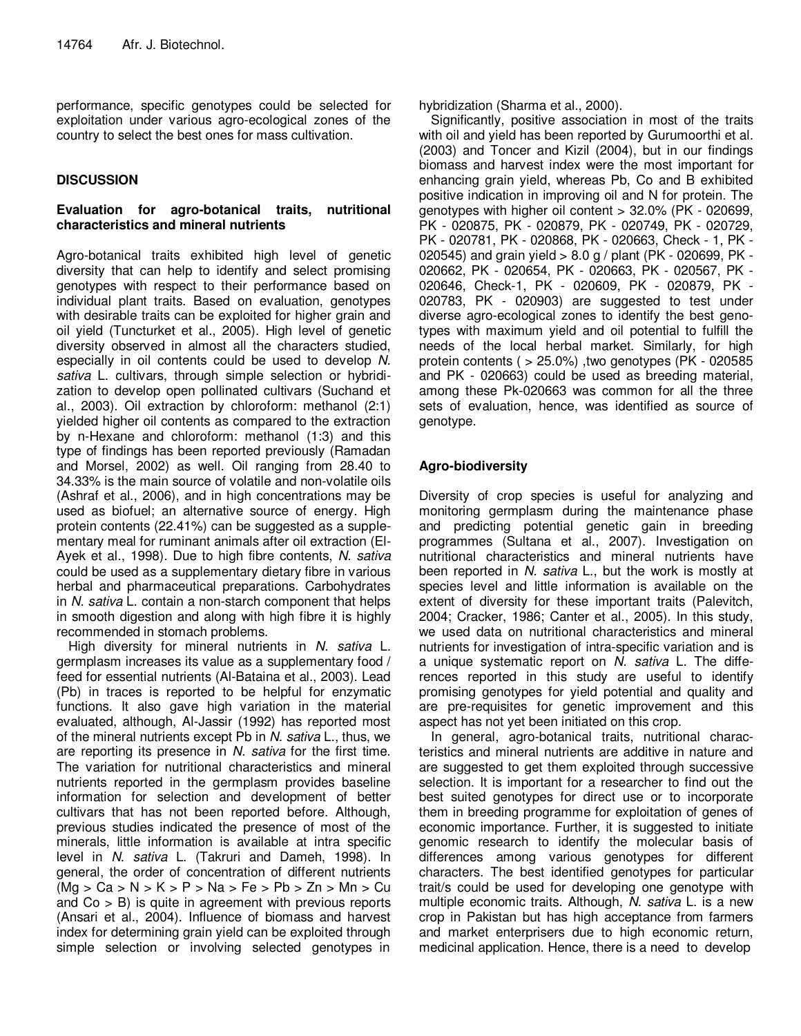performance, specific genotypes could be selected for exploitation under various agro-ecological zones of the country to select the best ones for mass cultivation.

## DISCUSSION

### Evaluation for agro-botanical traits, nutritional characteristics and mineral nutrients

Agro-botanical traits exhibited high level of genetic diversity that can help to identify and select promising genotypes with respect to their performance based on individual plant traits. Based on evaluation, genotypes with desirable traits can be exploited for higher grain and oil yield (Tuncturket et al., 2005). High level of genetic diversity observed in almost all the characters studied, especially in oil contents could be used to develop *N. sativa* L. cultivars, through simple selection or hybridization to develop open pollinated cultivars (Suchand et al., 2003). Oil extraction by chloroform: methanol (2:1) yielded higher oil contents as compared to the extraction by n-Hexane and chloroform: methanol (1:3) and this type of findings has been reported previously (Ramadan and Morsel, 2002) as well. Oil ranging from 28.40 to 34.33% is the main source of volatile and non-volatile oils (Ashraf et al., 2006), and in high concentrations may be used as biofuel; an alternative source of energy. High protein contents (22.41%) can be suggested as a supplementary meal for ruminant animals after oil extraction (El-Ayek et al., 1998). Due to high fibre contents, *N. sativa* could be used as a supplementary dietary fibre in various herbal and pharmaceutical preparations. Carbohydrates in *N. sativa* L. contain a non-starch component that helps in smooth digestion and along with high fibre it is highly recommended in stomach problems.

High diversity for mineral nutrients in *N. sativa* L. germplasm increases its value as a supplementary food / feed for essential nutrients (Al-Bataina et al., 2003). Lead (Pb) in traces is reported to be helpful for enzymatic functions. It also gave high variation in the material evaluated, although, Al-Jassir (1992) has reported most of the mineral nutrients except Pb in *N. sativa* L., thus, we are reporting its presence in *N. sativa* for the first time. The variation for nutritional characteristics and mineral nutrients reported in the germplasm provides baseline information for selection and development of better cultivars that has not been reported before. Although, previous studies indicated the presence of most of the minerals, little information is available at intra specific level in *N. sativa* L. (Takruri and Dameh, 1998). In general, the order of concentration of different nutrients (Mg > Ca > N > K > P > Na > Fe > Pb > Zn > Mn > Cu and Co > B) is quite in agreement with previous reports (Ansari et al., 2004). Influence of biomass and harvest index for determining grain yield can be exploited through simple selection or involving selected genotypes in hybridization (Sharma et al., 2000).

Significantly, positive association in most of the traits with oil and yield has been reported by Gurumoorthi et al. (2003) and Toncer and Kizil (2004), but in our findings biomass and harvest index were the most important for enhancing grain yield, whereas Pb, Co and B exhibited positive indication in improving oil and N for protein. The genotypes with higher oil content > 32.0% (PK - 020699, PK - 020875, PK - 020879, PK - 020749, PK - 020729, PK - 020781, PK - 020868, PK - 020663, Check - 1, PK - 020545) and grain yield > 8.0 g / plant (PK - 020699, PK - 020662, PK - 020654, PK - 020663, PK - 020567, PK - 020646, Check-1, PK - 020609, PK - 020879, PK - 020783, PK - 020903) are suggested to test under diverse agro-ecological zones to identify the best genotypes with maximum yield and oil potential to fulfill the needs of the local herbal market. Similarly, for high protein contents ( > 25.0%) ,two genotypes (PK - 020585 and PK - 020663) could be used as breeding material, among these Pk-020663 was common for all the three sets of evaluation, hence, was identified as source of genotype.

### Agro-biodiversity

Diversity of crop species is useful for analyzing and monitoring germplasm during the maintenance phase and predicting potential genetic gain in breeding programmes (Sultana et al., 2007). Investigation on nutritional characteristics and mineral nutrients have been reported in *N. sativa* L., but the work is mostly at species level and little information is available on the extent of diversity for these important traits (Palevitch, 2004; Cracker, 1986; Canter et al., 2005). In this study, we used data on nutritional characteristics and mineral nutrients for investigation of intra-specific variation and is a unique systematic report on *N. sativa* L. The differences reported in this study are useful to identify promising genotypes for yield potential and quality and are pre-requisites for genetic improvement and this aspect has not yet been initiated on this crop.

In general, agro-botanical traits, nutritional characteristics and mineral nutrients are additive in nature and are suggested to get them exploited through successive selection. It is important for a researcher to find out the best suited genotypes for direct use or to incorporate them in breeding programme for exploitation of genes of economic importance. Further, it is suggested to initiate genomic research to identify the molecular basis of differences among various genotypes for different characters. The best identified genotypes for particular trait/s could be used for developing one genotype with multiple economic traits. Although, *N. sativa* L. is a new crop in Pakistan but has high acceptance from farmers and market enterprisers due to high economic return, medicinal application. Hence, there is a need to develop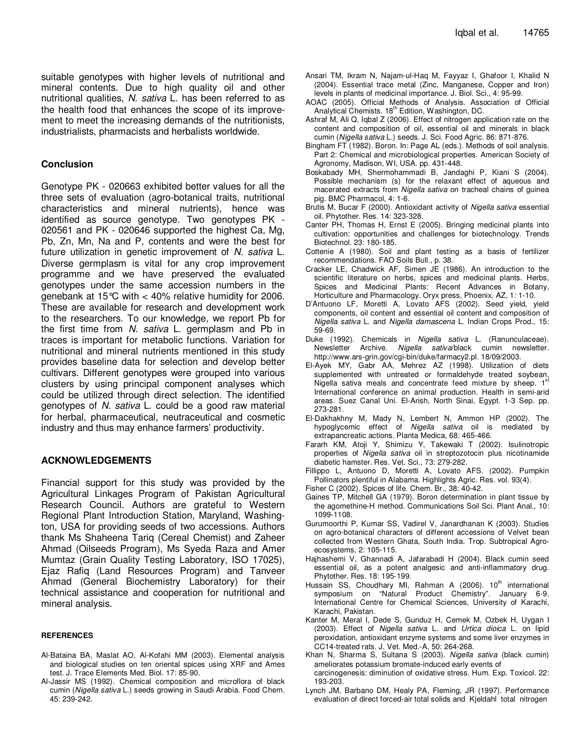suitable genotypes with higher levels of nutritional and mineral contents. Due to high quality oil and other nutritional qualities, *N. sativa* L. has been referred to as the health food that enhances the scope of its improvement to meet the increasing demands of the nutritionists, industrialists, pharmacists and herbalists worldwide.

## Conclusion

Genotype PK - 020663 exhibited better values for all the three sets of evaluation (agro-botanical traits, nutritional characteristics and mineral nutrients), hence was identified as source genotype. Two genotypes PK - 020561 and PK - 020646 supported the highest Ca, Mg, Pb, Zn, Mn, Na and P, contents and were the best for future utilization in genetic improvement of *N. sativa* L. Diverse germplasm is vital for any crop improvement programme and we have preserved the evaluated genotypes under the same accession numbers in the genebank at 15°C with < 40% relative humidity for 2006. These are available for research and development work to the researchers. To our knowledge, we report Pb for the first time from *N. sativa* L. germplasm and Pb in traces is important for metabolic functions. Variation for nutritional and mineral nutrients mentioned in this study provides baseline data for selection and develop better cultivars. Different genotypes were grouped into various clusters by using principal component analyses which could be utilized through direct selection. The identified genotypes of *N. sativa* L. could be a good raw material for herbal, pharmaceutical, neutraceutical and cosmetic industry and thus may enhance farmers' productivity.

## ACKNOWLEDGEMENTS

Financial support for this study was provided by the Agricultural Linkages Program of Pakistan Agricultural Research Council. Authors are grateful to Western Regional Plant Introduction Station, Maryland, Washington, USA for providing seeds of two accessions. Authors thank Ms Shaheena Tariq (Cereal Chemist) and Zaheer Ahmad (Oilseeds Program), Ms Syeda Raza and Amer Mumtaz (Grain Quality Testing Laboratory, ISO 17025), Ejaz Rafiq (Land Resources Program) and Tanveer Ahmad (General Biochemistry Laboratory) for their technical assistance and cooperation for nutritional and mineral analysis.

## REFERENCES

Al-Bataina BA, Maslat AO, Al-Kofahi MM (2003). Elemental analysis and biological studies on ten oriental spices using XRF and Ames test. J. Trace Elements Med. Biol. 17: 85-90.

Al-Jassir MS (1992). Chemical composition and microflora of black cumin (*Nigella sativa* L.) seeds growing in Saudi Arabia. Food Chem. 45: 239-242.

Ansari TM, Ikram N, Najam-ul-Haq M, Fayyaz I, Ghafoor I, Khalid N (2004). Essential trace metal (Zinc, Manganese, Copper and Iron) levels in plants of medicinal importance. J. Biol. Sci., 4: 95-99.

AOAC (2005). Official Methods of Analysis. Association of Official Analytical Chemists. 18th Edition, Washington, DC.

Ashraf M, Ali Q, Iqbal Z (2006). Effect of nitrogen application rate on the content and composition of oil, essential oil and minerals in black cumin (*Nigella sativa* L.) seeds. J. Sci. Food Agric. 86: 871-876.

Bingham FT (1982). Boron. In: Page AL (eds.). Methods of soil analysis. Part 2: Chemical and microbiological properties. American Society of Agronomy, Madison, WI, USA. pp. 431-448.

Boskabady MH, Shermohammadi B, Jandaghi P, Kiani S (2004). Possible mechanism (s) for the relaxant effect of aqueous and macerated extracts from *Nigella sativa* on tracheal chains of guinea pig. BMC Pharmacol, 4: 1-6.

Brutis M, Bucar F (2000). Antioxidant activity of *Nigella sativa* essential oil. Phytother. Res. 14: 323-328.

Canter PH, Thomas H, Ernst E (2005). Bringing medicinal plants into cultivation: opportunities and challenges for biotechnology. Trends Biotechnol. 23: 180-185.

Cottenie A (1980). Soil and plant testing as a basis of fertilizer recommendations. FAO Soils Bull., p. 38.

Cracker LE, Chadwick AF, Simen JE (1986). An introduction to the scientific literature on herbs, spices and medicinal plants. Herbs, Spices and Medicinal Plants: Recent Advances in Botany, Horticulture and Pharmacology. Oryx press, Phoenix, AZ, 1: 1-10.

D'Antuono LF, Moretti A, Lovato AFS (2002). Seed yield, yield components, oil content and essential oil content and composition of *Nigella sativa* L. and *Nigella damascena* L. Indian Crops Prod., 15: 59-69.

Duke (1992). Chemicals in *Nigella sativa* L. (Ranunculaceae). Newsletter Archive. *Nigella sativa*/black cumin newsletter. http://www.ars-grin.gov/cgi-bin/duke/farmacy2.pl. 18/09/2003.

El-Ayek MY, Gabr AA, Mehrez AZ (1998). Utilization of diets supplemented with untreated or formaldehyde treated soybean, Nigella sativa meals and concentrate feed mixture by sheep. 1st International conference on animal production. Health in semi-arid areas. Suez Canal Uni. El-Arish, North Sinai, Egypt. 1-3 Sep. pp. 273-281.

El-Dakhakhny M, Mady N, Lembert N, Ammon HP (2002). The hypoglycemic effect of *Nigella sativa* oil is mediated by extrapancreatic actions. Planta Medica, 68: 465-466.

Fararh KM, Atoji Y, Shimizu Y, Takewaki T (2002). Isulinotropic properties of *Nigella sativa* oil in streptozotocin plus nicotinamide diabetic hamster. Res. Vet. Sci., 73: 279-282.

Fillippo L, Antuono D, Moretti A, Lovato AFS. (2002). Pumpkin Pollinators plentiful in Alabama. Highlights Agric. Res. vol. 93(4).

Fisher C (2002). Spices of life. Chem. Br., 38: 40-42.

Gaines TP, Mitchell GA (1979). Boron determination in plant tissue by the agomethine-H method. Communications Soil Sci. Plant Anal., 10: 1099-1108.

Gurumoorthi P, Kumar SS, Vadirel V, Janardhanan K (2003). Studies on agro-botanical characters of different accessions of Velvet bean collected from Western Ghata, South India. Trop. Subtropical Agro-ecosystems, 2: 105-115.

Hajhashemi V, Ghannadi A, Jafarabadi H (2004). Black cumin seed essential oil, as a potent analgesic and anti-inflammatory drug. Phytother. Res. 18: 195-199.

Hussain SS, Choudhary MI, Rahman A (2006). 10th international symposium on "Natural Product Chemistry". January 6-9. International Centre for Chemical Sciences, University of Karachi, Karachi, Pakistan.

Kanter M, Meral I, Dede S, Gunduz H, Cemek M, Ozbek H, Uygan I (2003). Effect of *Nigella sativa* L. and *Urtica dioica* L. on lipid peroxidation, antioxidant enzyme systems and some liver enzymes in CC14-treated rats. J. Vet. Med.-A, 50: 264-268.

Khan N, Sharma S, Sultana S (2003). *Nigella sativa* (black cumin) ameliorates potassium bromate-induced early events of carcinogenesis: diminution of oxidative stress. Hum. Exp. Toxicol. 22: 193-203.

Lynch JM, Barbano DM, Healy PA, Fleming, JR (1997). Performance evaluation of direct forced-air total solids and Kjeldahl total nitrogen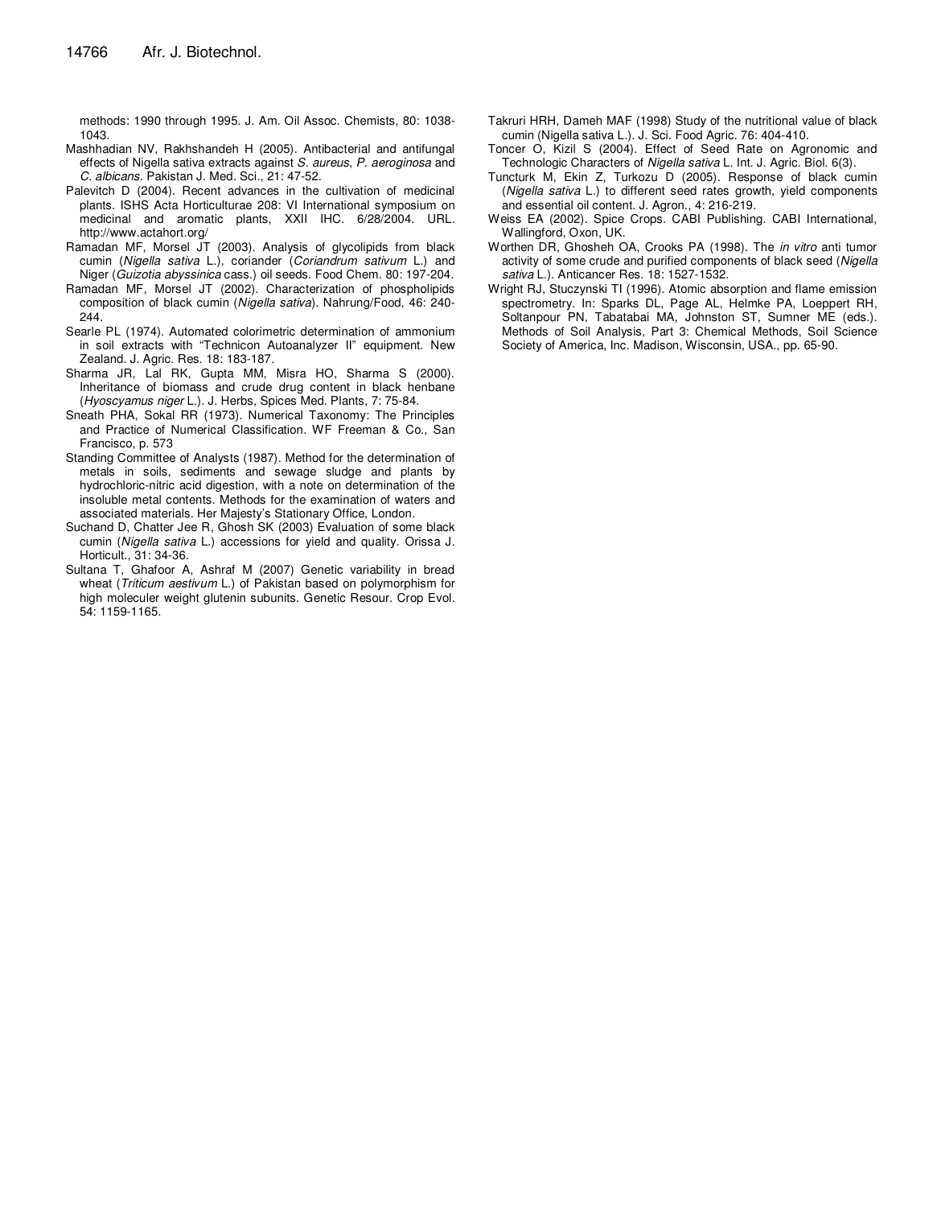methods: 1990 through 1995. J. Am. Oil Assoc. Chemists, 80: 1038-1043.

Mashhadian NV, Rakhshandeh H (2005). Antibacterial and antifungal effects of Nigella sativa extracts against *S. aureus*, *P. aeroginosa* and *C. albicans.* Pakistan J. Med. Sci., 21: 47-52.

Palevitch D (2004). Recent advances in the cultivation of medicinal plants. ISHS Acta Horticulturae 208: VI International symposium on medicinal and aromatic plants, XXII IHC. 6/28/2004. URL. http://www.actahort.org/

Ramadan MF, Morsel JT (2003). Analysis of glycolipids from black cumin (*Nigella sativa* L.), coriander (*Coriandrum sativum* L.) and Niger (*Guizotia abyssinica* cass.) oil seeds. Food Chem. 80: 197-204.

Ramadan MF, Morsel JT (2002). Characterization of phospholipids composition of black cumin (*Nigella sativa*). Nahrung/Food, 46: 240-244.

Searle PL (1974). Automated colorimetric determination of ammonium in soil extracts with "Technicon Autoanalyzer II" equipment. New Zealand. J. Agric. Res. 18: 183-187.

Sharma JR, Lal RK, Gupta MM, Misra HO, Sharma S (2000). Inheritance of biomass and crude drug content in black henbane (*Hyoscyamus niger* L.). J. Herbs, Spices Med. Plants, 7: 75-84.

Sneath PHA, Sokal RR (1973). Numerical Taxonomy: The Principles and Practice of Numerical Classification. WF Freeman & Co., San Francisco, p. 573

Standing Committee of Analysts (1987). Method for the determination of metals in soils, sediments and sewage sludge and plants by hydrochloric-nitric acid digestion, with a note on determination of the insoluble metal contents. Methods for the examination of waters and associated materials. Her Majesty's Stationary Office, London.

Suchand D, Chatter Jee R, Ghosh SK (2003) Evaluation of some black cumin (*Nigella sativa* L.) accessions for yield and quality. Orissa J. Horticult., 31: 34-36.

Sultana T, Ghafoor A, Ashraf M (2007) Genetic variability in bread wheat (*Triticum aestivum* L.) of Pakistan based on polymorphism for high moleculer weight glutenin subunits. Genetic Resour. Crop Evol. 54: 1159-1165.

Takruri HRH, Dameh MAF (1998) Study of the nutritional value of black cumin (Nigella sativa L.). J. Sci. Food Agric. 76: 404-410.

Toncer O, Kizil S (2004). Effect of Seed Rate on Agronomic and Technologic Characters of *Nigella sativa* L. Int. J. Agric. Biol. 6(3).

Tuncturk M, Ekin Z, Turkozu D (2005). Response of black cumin (*Nigella sativa* L.) to different seed rates growth, yield components and essential oil content. J. Agron., 4: 216-219.

Weiss EA (2002). Spice Crops. CABI Publishing. CABI International, Wallingford, Oxon, UK.

Worthen DR, Ghosheh OA, Crooks PA (1998). The *in vitro* anti tumor activity of some crude and purified components of black seed (*Nigella sativa* L.). Anticancer Res. 18: 1527-1532.

Wright RJ, Stuczynski TI (1996). Atomic absorption and flame emission spectrometry. In: Sparks DL, Page AL, Helmke PA, Loeppert RH, Soltanpour PN, Tabatabai MA, Johnston ST, Sumner ME (eds.). Methods of Soil Analysis, Part 3: Chemical Methods, Soil Science Society of America, Inc. Madison, Wisconsin, USA., pp. 65-90.